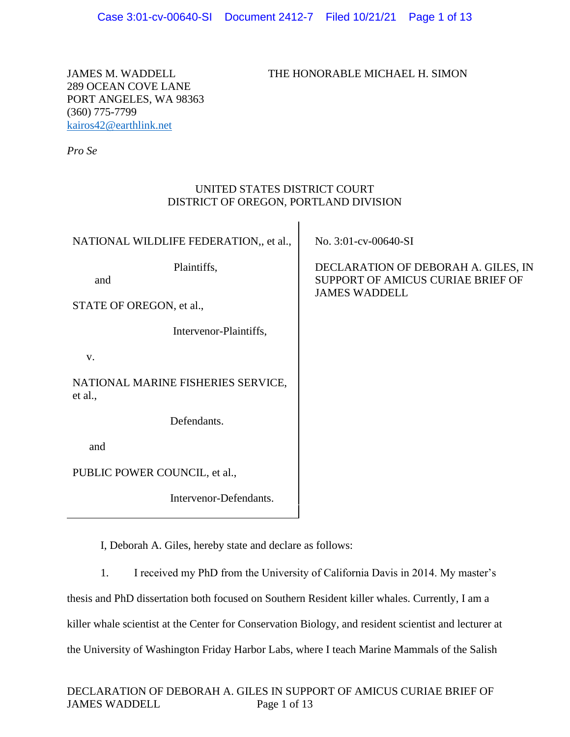JAMES M. WADDELL
289 OCEAN COVE LANE
PORT ANGELES, WA 98363
(360) 775-7799
kairos42@earthlink.net

*Pro Se*

THE HONORABLE MICHAEL H. SIMON

UNITED STATES DISTRICT COURT
DISTRICT OF OREGON, PORTLAND DIVISION

| | |
|---|---|
| NATIONAL WILDLIFE FEDERATION,, et al.,<br><br>Plaintiffs,<br><br>and<br><br>STATE OF OREGON, et al.,<br><br>Intervenor-Plaintiffs,<br><br>v.<br><br>NATIONAL MARINE FISHERIES SERVICE, et al.,<br><br>Defendants.<br><br>and<br><br>PUBLIC POWER COUNCIL, et al.,<br><br>Intervenor-Defendants. | No. 3:01-cv-00640-SI<br><br>DECLARATION OF DEBORAH A. GILES, IN SUPPORT OF AMICUS CURIAE BRIEF OF JAMES WADDELL |

I, Deborah A. Giles, hereby state and declare as follows:

1. I received my PhD from the University of California Davis in 2014. My master's thesis and PhD dissertation both focused on Southern Resident killer whales. Currently, I am a killer whale scientist at the Center for Conservation Biology, and resident scientist and lecturer at the University of Washington Friday Harbor Labs, where I teach Marine Mammals of the Salish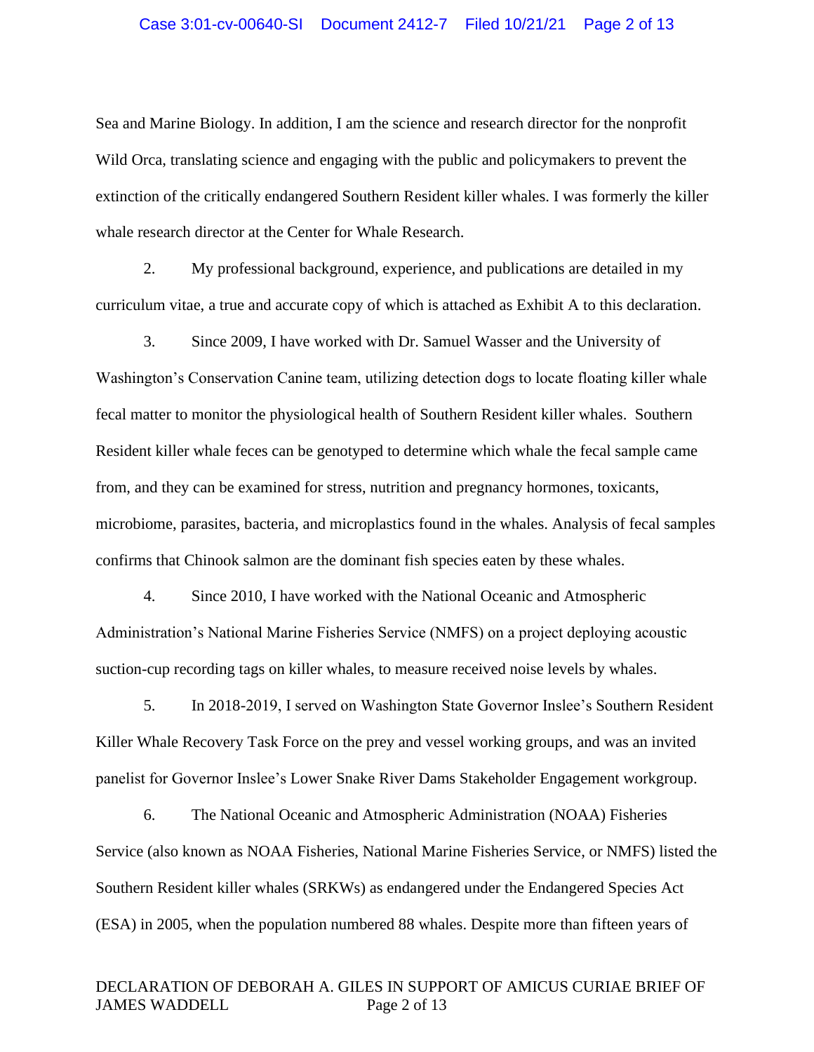Sea and Marine Biology. In addition, I am the science and research director for the nonprofit Wild Orca, translating science and engaging with the public and policymakers to prevent the extinction of the critically endangered Southern Resident killer whales. I was formerly the killer whale research director at the Center for Whale Research.

2. My professional background, experience, and publications are detailed in my curriculum vitae, a true and accurate copy of which is attached as Exhibit A to this declaration.

3. Since 2009, I have worked with Dr. Samuel Wasser and the University of Washington's Conservation Canine team, utilizing detection dogs to locate floating killer whale fecal matter to monitor the physiological health of Southern Resident killer whales. Southern Resident killer whale feces can be genotyped to determine which whale the fecal sample came from, and they can be examined for stress, nutrition and pregnancy hormones, toxicants, microbiome, parasites, bacteria, and microplastics found in the whales. Analysis of fecal samples confirms that Chinook salmon are the dominant fish species eaten by these whales.

4. Since 2010, I have worked with the National Oceanic and Atmospheric Administration's National Marine Fisheries Service (NMFS) on a project deploying acoustic suction-cup recording tags on killer whales, to measure received noise levels by whales.

5. In 2018-2019, I served on Washington State Governor Inslee's Southern Resident Killer Whale Recovery Task Force on the prey and vessel working groups, and was an invited panelist for Governor Inslee's Lower Snake River Dams Stakeholder Engagement workgroup.

6. The National Oceanic and Atmospheric Administration (NOAA) Fisheries Service (also known as NOAA Fisheries, National Marine Fisheries Service, or NMFS) listed the Southern Resident killer whales (SRKWs) as endangered under the Endangered Species Act (ESA) in 2005, when the population numbered 88 whales. Despite more than fifteen years of

DECLARATION OF DEBORAH A. GILES IN SUPPORT OF AMICUS CURIAE BRIEF OF JAMES WADDELL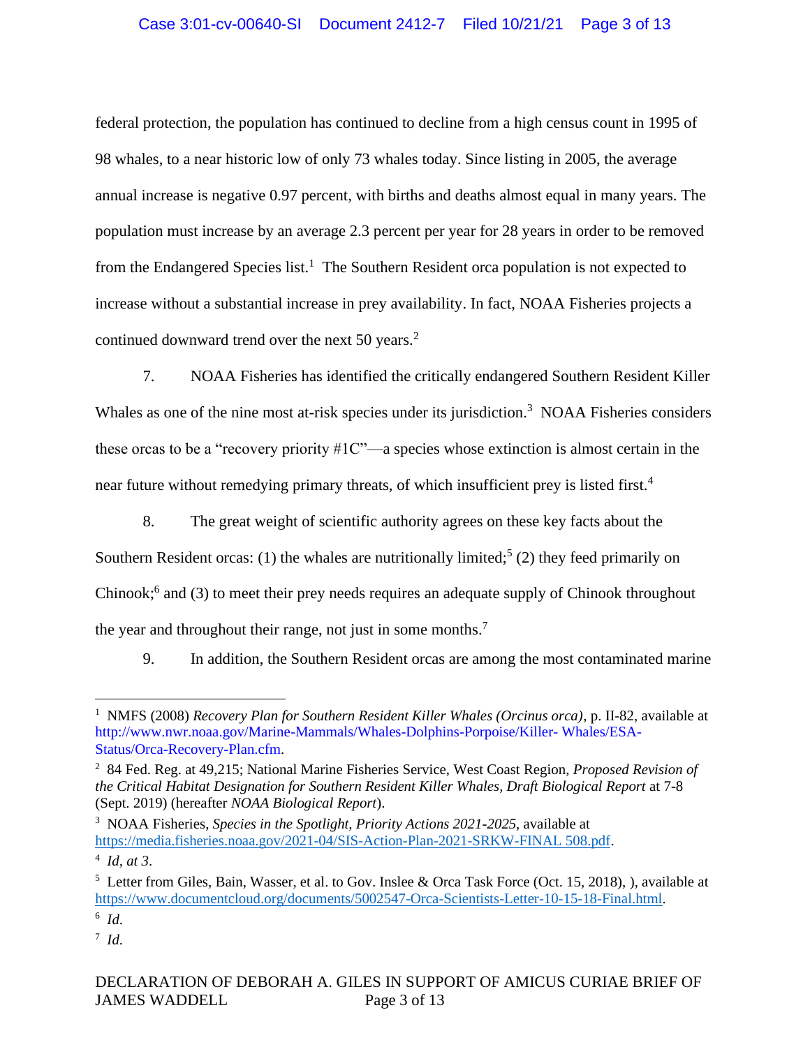federal protection, the population has continued to decline from a high census count in 1995 of 98 whales, to a near historic low of only 73 whales today. Since listing in 2005, the average annual increase is negative 0.97 percent, with births and deaths almost equal in many years. The population must increase by an average 2.3 percent per year for 28 years in order to be removed from the Endangered Species list.[1] The Southern Resident orca population is not expected to increase without a substantial increase in prey availability. In fact, NOAA Fisheries projects a continued downward trend over the next 50 years.[2]

7. NOAA Fisheries has identified the critically endangered Southern Resident Killer Whales as one of the nine most at-risk species under its jurisdiction.[3] NOAA Fisheries considers these orcas to be a "recovery priority #1C"—a species whose extinction is almost certain in the near future without remedying primary threats, of which insufficient prey is listed first.[4]

8. The great weight of scientific authority agrees on these key facts about the Southern Resident orcas: (1) the whales are nutritionally limited;[5] (2) they feed primarily on Chinook;[6] and (3) to meet their prey needs requires an adequate supply of Chinook throughout the year and throughout their range, not just in some months.[7]

9. In addition, the Southern Resident orcas are among the most contaminated marine

---

[1] NMFS (2008) *Recovery Plan for Southern Resident Killer Whales (Orcinus orca)*, p. II-82, available at http://www.nwr.noaa.gov/Marine-Mammals/Whales-Dolphins-Porpoise/Killer- Whales/ESA-Status/Orca-Recovery-Plan.cfm.

[2] 84 Fed. Reg. at 49,215; National Marine Fisheries Service, West Coast Region, *Proposed Revision of the Critical Habitat Designation for Southern Resident Killer Whales, Draft Biological Report* at 7-8 (Sept. 2019) (hereafter *NOAA Biological Report*).

[3] NOAA Fisheries, *Species in the Spotlight, Priority Actions 2021-2025*, available at https://media.fisheries.noaa.gov/2021-04/SIS-Action-Plan-2021-SRKW-FINAL 508.pdf.

[4] *Id, at 3*.

[5] Letter from Giles, Bain, Wasser, et al. to Gov. Inslee & Orca Task Force (Oct. 15, 2018), ), available at https://www.documentcloud.org/documents/5002547-Orca-Scientists-Letter-10-15-18-Final.html.

[6] *Id.*

[7] *Id.*

DECLARATION OF DEBORAH A. GILES IN SUPPORT OF AMICUS CURIAE BRIEF OF JAMES WADDELL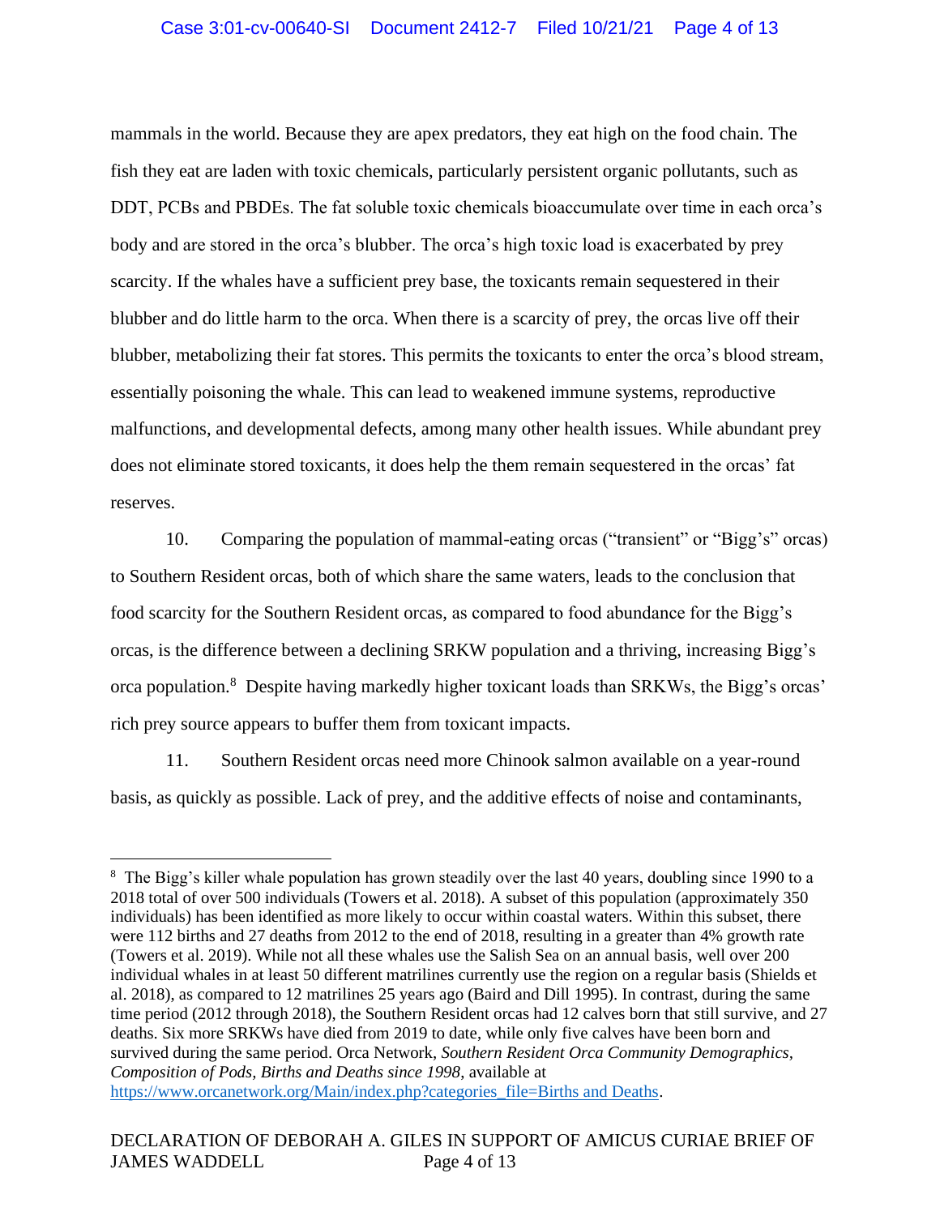mammals in the world. Because they are apex predators, they eat high on the food chain. The fish they eat are laden with toxic chemicals, particularly persistent organic pollutants, such as DDT, PCBs and PBDEs. The fat soluble toxic chemicals bioaccumulate over time in each orca's body and are stored in the orca's blubber. The orca's high toxic load is exacerbated by prey scarcity. If the whales have a sufficient prey base, the toxicants remain sequestered in their blubber and do little harm to the orca. When there is a scarcity of prey, the orcas live off their blubber, metabolizing their fat stores. This permits the toxicants to enter the orca's blood stream, essentially poisoning the whale. This can lead to weakened immune systems, reproductive malfunctions, and developmental defects, among many other health issues. While abundant prey does not eliminate stored toxicants, it does help the them remain sequestered in the orcas' fat reserves.

10. Comparing the population of mammal-eating orcas ("transient" or "Bigg's" orcas) to Southern Resident orcas, both of which share the same waters, leads to the conclusion that food scarcity for the Southern Resident orcas, as compared to food abundance for the Bigg's orcas, is the difference between a declining SRKW population and a thriving, increasing Bigg's orca population.[8] Despite having markedly higher toxicant loads than SRKWs, the Bigg's orcas' rich prey source appears to buffer them from toxicant impacts.

11. Southern Resident orcas need more Chinook salmon available on a year-round basis, as quickly as possible. Lack of prey, and the additive effects of noise and contaminants,

---

[8] The Bigg's killer whale population has grown steadily over the last 40 years, doubling since 1990 to a 2018 total of over 500 individuals (Towers et al. 2018). A subset of this population (approximately 350 individuals) has been identified as more likely to occur within coastal waters. Within this subset, there were 112 births and 27 deaths from 2012 to the end of 2018, resulting in a greater than 4% growth rate (Towers et al. 2019). While not all these whales use the Salish Sea on an annual basis, well over 200 individual whales in at least 50 different matrilines currently use the region on a regular basis (Shields et al. 2018), as compared to 12 matrilines 25 years ago (Baird and Dill 1995). In contrast, during the same time period (2012 through 2018), the Southern Resident orcas had 12 calves born that still survive, and 27 deaths. Six more SRKWs have died from 2019 to date, while only five calves have been born and survived during the same period. Orca Network, *Southern Resident Orca Community Demographics, Composition of Pods, Births and Deaths since 1998*, available at https://www.orcanetwork.org/Main/index.php?categories_file=Births and Deaths.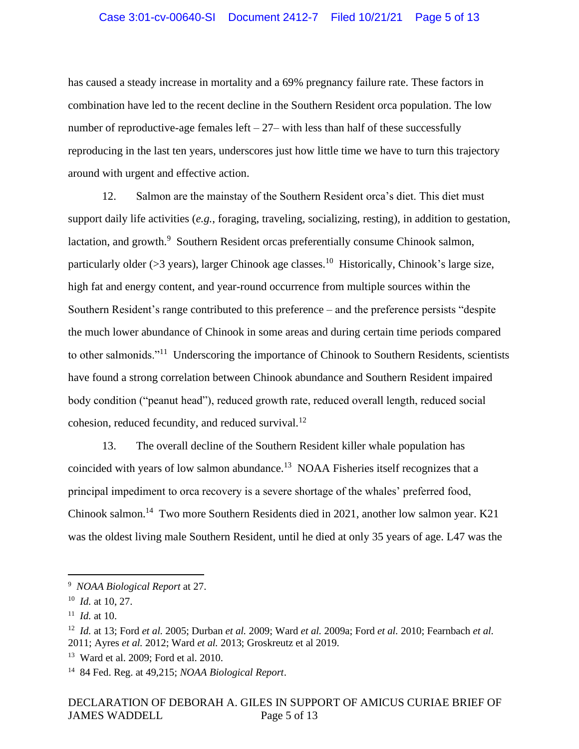has caused a steady increase in mortality and a 69% pregnancy failure rate. These factors in combination have led to the recent decline in the Southern Resident orca population. The low number of reproductive-age females left – 27– with less than half of these successfully reproducing in the last ten years, underscores just how little time we have to turn this trajectory around with urgent and effective action.

12. Salmon are the mainstay of the Southern Resident orca's diet. This diet must support daily life activities (*e.g.*, foraging, traveling, socializing, resting), in addition to gestation, lactation, and growth.[9] Southern Resident orcas preferentially consume Chinook salmon, particularly older (>3 years), larger Chinook age classes.[10] Historically, Chinook's large size, high fat and energy content, and year-round occurrence from multiple sources within the Southern Resident's range contributed to this preference – and the preference persists "despite the much lower abundance of Chinook in some areas and during certain time periods compared to other salmonids."[11] Underscoring the importance of Chinook to Southern Residents, scientists have found a strong correlation between Chinook abundance and Southern Resident impaired body condition ("peanut head"), reduced growth rate, reduced overall length, reduced social cohesion, reduced fecundity, and reduced survival.[12]

13. The overall decline of the Southern Resident killer whale population has coincided with years of low salmon abundance.[13] NOAA Fisheries itself recognizes that a principal impediment to orca recovery is a severe shortage of the whales' preferred food, Chinook salmon.[14] Two more Southern Residents died in 2021, another low salmon year. K21 was the oldest living male Southern Resident, until he died at only 35 years of age. L47 was the

---

[9] *NOAA Biological Report* at 27.

[10] *Id.* at 10, 27.

[11] *Id.* at 10.

[12] *Id.* at 13; Ford *et al.* 2005; Durban *et al.* 2009; Ward *et al.* 2009a; Ford *et al.* 2010; Fearnbach *et al.* 2011; Ayres *et al.* 2012; Ward *et al.* 2013; Groskreutz et al 2019.

[13] Ward et al. 2009; Ford et al. 2010.

[14] 84 Fed. Reg. at 49,215; *NOAA Biological Report*.

DECLARATION OF DEBORAH A. GILES IN SUPPORT OF AMICUS CURIAE BRIEF OF JAMES WADDELL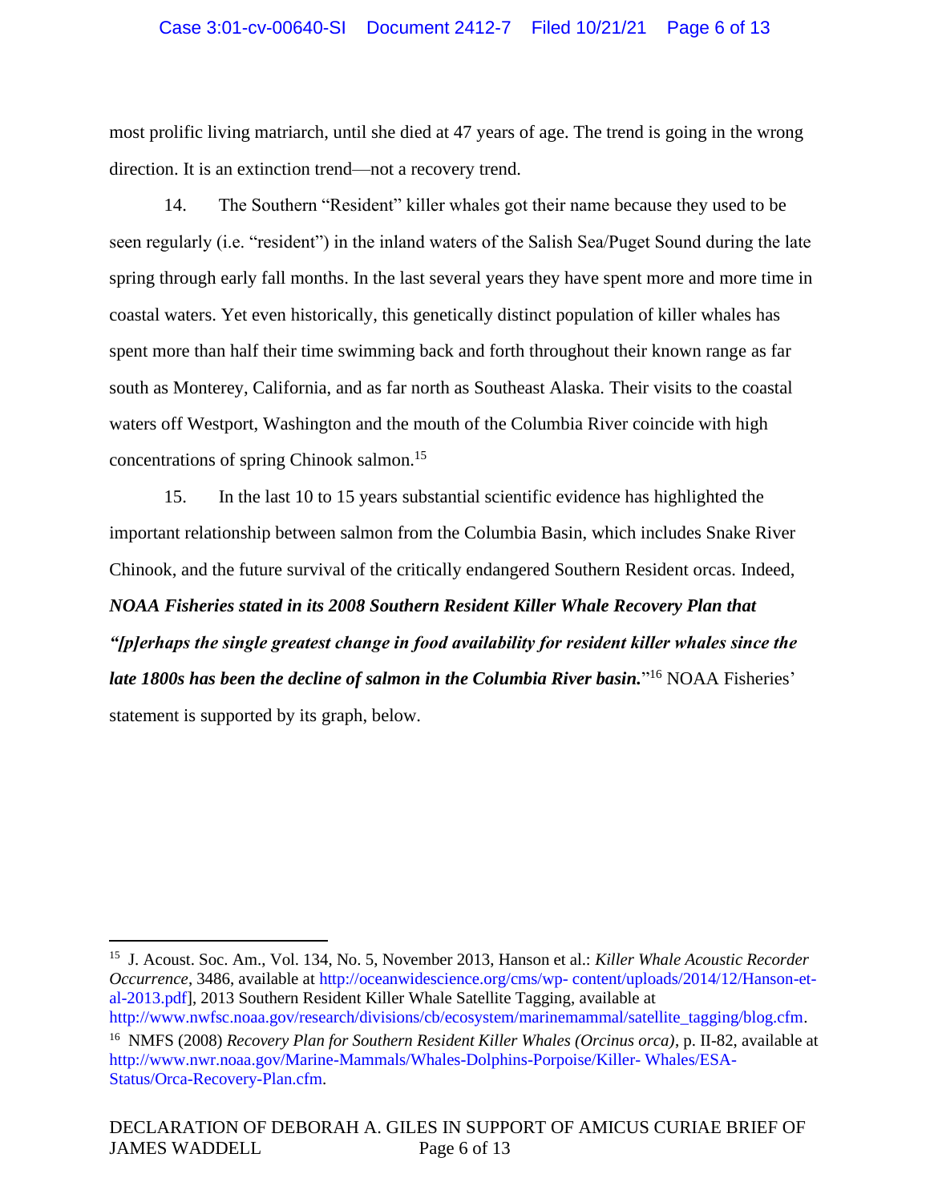most prolific living matriarch, until she died at 47 years of age. The trend is going in the wrong direction. It is an extinction trend—not a recovery trend.

14. The Southern "Resident" killer whales got their name because they used to be seen regularly (i.e. "resident") in the inland waters of the Salish Sea/Puget Sound during the late spring through early fall months. In the last several years they have spent more and more time in coastal waters. Yet even historically, this genetically distinct population of killer whales has spent more than half their time swimming back and forth throughout their known range as far south as Monterey, California, and as far north as Southeast Alaska. Their visits to the coastal waters off Westport, Washington and the mouth of the Columbia River coincide with high concentrations of spring Chinook salmon.[15]

15. In the last 10 to 15 years substantial scientific evidence has highlighted the important relationship between salmon from the Columbia Basin, which includes Snake River Chinook, and the future survival of the critically endangered Southern Resident orcas. Indeed, ***NOAA Fisheries stated in its 2008 Southern Resident Killer Whale Recovery Plan that "[p]erhaps the single greatest change in food availability for resident killer whales since the late 1800s has been the decline of salmon in the Columbia River basin.***"[16] NOAA Fisheries' statement is supported by its graph, below.

---

[15] J. Acoust. Soc. Am., Vol. 134, No. 5, November 2013, Hanson et al.: *Killer Whale Acoustic Recorder Occurrence*, 3486, available at http://oceanwidescience.org/cms/wp- content/uploads/2014/12/Hanson-et-al-2013.pdf], 2013 Southern Resident Killer Whale Satellite Tagging, available at http://www.nwfsc.noaa.gov/research/divisions/cb/ecosystem/marinemammal/satellite_tagging/blog.cfm.

[16] NMFS (2008) *Recovery Plan for Southern Resident Killer Whales (Orcinus orca)*, p. II-82, available at http://www.nwr.noaa.gov/Marine-Mammals/Whales-Dolphins-Porpoise/Killer- Whales/ESA-Status/Orca-Recovery-Plan.cfm.

DECLARATION OF DEBORAH A. GILES IN SUPPORT OF AMICUS CURIAE BRIEF OF JAMES WADDELL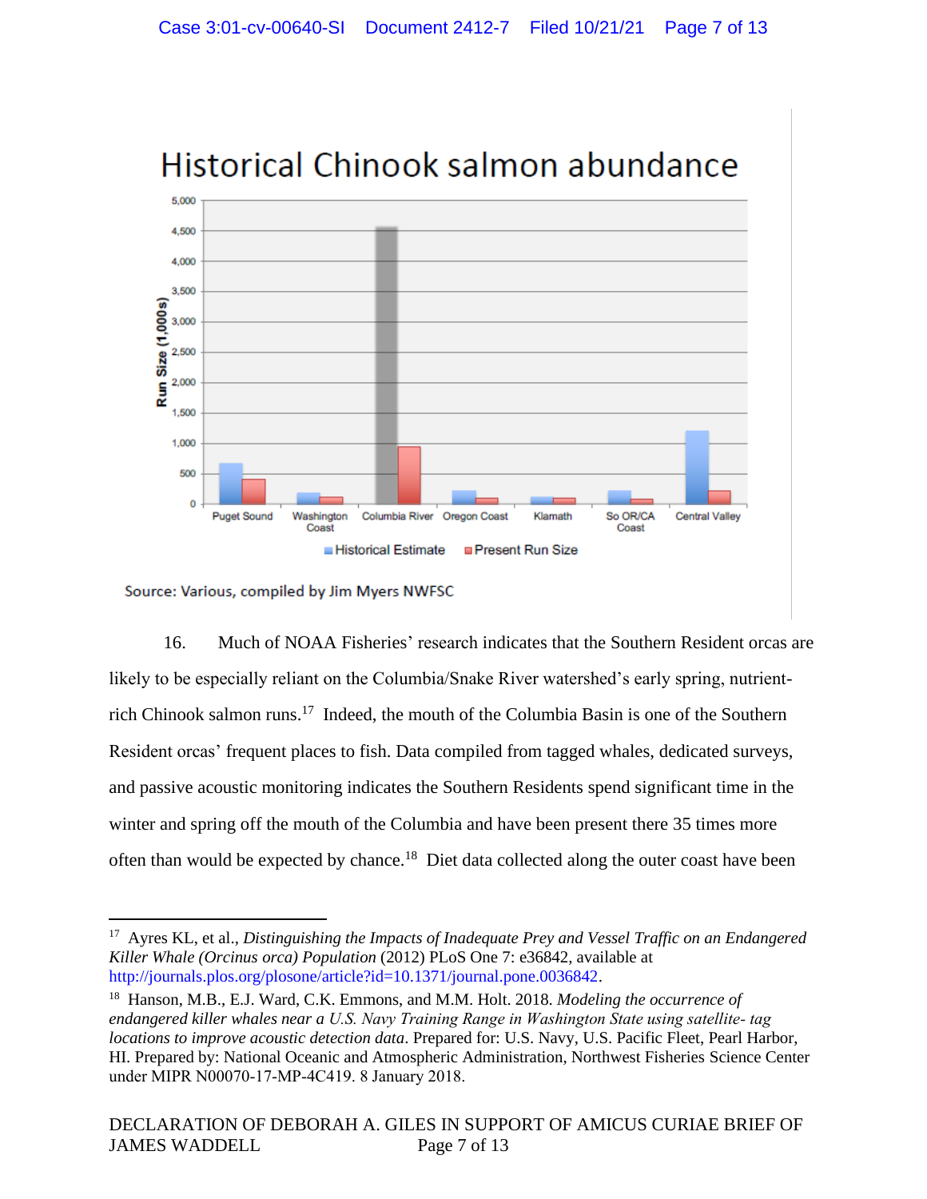## Historical Chinook salmon abundance

Run Size (1,000s)

Puget Sound · Washington Coast · Columbia River · Oregon Coast · Klamath · So OR/CA Coast · Central Valley

Historical Estimate · Present Run Size

Source: Various, compiled by Jim Myers NWFSC

16. Much of NOAA Fisheries' research indicates that the Southern Resident orcas are likely to be especially reliant on the Columbia/Snake River watershed's early spring, nutrient-rich Chinook salmon runs.[17] Indeed, the mouth of the Columbia Basin is one of the Southern Resident orcas' frequent places to fish. Data compiled from tagged whales, dedicated surveys, and passive acoustic monitoring indicates the Southern Residents spend significant time in the winter and spring off the mouth of the Columbia and have been present there 35 times more often than would be expected by chance.[18] Diet data collected along the outer coast have been

---

[17] Ayres KL, et al., *Distinguishing the Impacts of Inadequate Prey and Vessel Traffic on an Endangered Killer Whale (Orcinus orca) Population* (2012) PLoS One 7: e36842, available at http://journals.plos.org/plosone/article?id=10.1371/journal.pone.0036842.

[18] Hanson, M.B., E.J. Ward, C.K. Emmons, and M.M. Holt. 2018. *Modeling the occurrence of endangered killer whales near a U.S. Navy Training Range in Washington State using satellite- tag locations to improve acoustic detection data*. Prepared for: U.S. Navy, U.S. Pacific Fleet, Pearl Harbor, HI. Prepared by: National Oceanic and Atmospheric Administration, Northwest Fisheries Science Center under MIPR N00070-17-MP-4C419. 8 January 2018.

DECLARATION OF DEBORAH A. GILES IN SUPPORT OF AMICUS CURIAE BRIEF OF JAMES WADDELL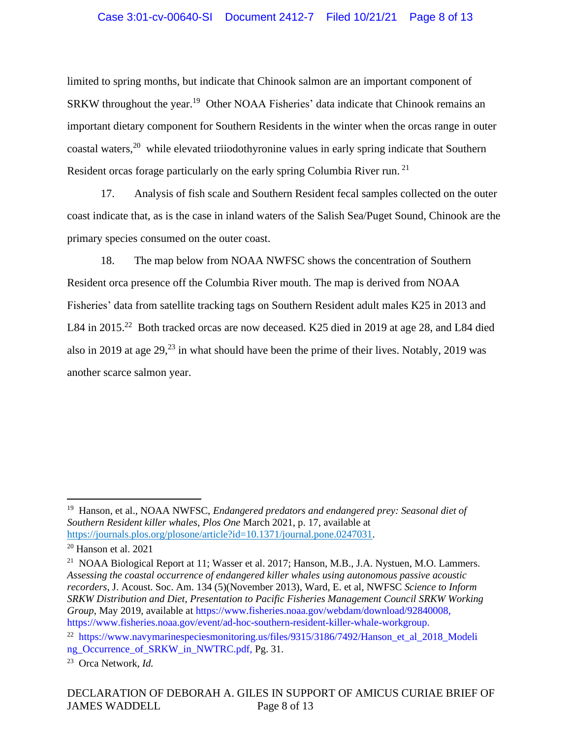limited to spring months, but indicate that Chinook salmon are an important component of SRKW throughout the year.[19] Other NOAA Fisheries' data indicate that Chinook remains an important dietary component for Southern Residents in the winter when the orcas range in outer coastal waters,[20] while elevated triiodothyronine values in early spring indicate that Southern Resident orcas forage particularly on the early spring Columbia River run.[21]

17. Analysis of fish scale and Southern Resident fecal samples collected on the outer coast indicate that, as is the case in inland waters of the Salish Sea/Puget Sound, Chinook are the primary species consumed on the outer coast.

18. The map below from NOAA NWFSC shows the concentration of Southern Resident orca presence off the Columbia River mouth. The map is derived from NOAA Fisheries' data from satellite tracking tags on Southern Resident adult males K25 in 2013 and L84 in 2015.[22] Both tracked orcas are now deceased. K25 died in 2019 at age 28, and L84 died also in 2019 at age 29,[23] in what should have been the prime of their lives. Notably, 2019 was another scarce salmon year.

---

[19] Hanson, et al., NOAA NWFSC, *Endangered predators and endangered prey: Seasonal diet of Southern Resident killer whales*, *Plos One* March 2021, p. 17, available at https://journals.plos.org/plosone/article?id=10.1371/journal.pone.0247031.

[20] Hanson et al. 2021

[21] NOAA Biological Report at 11; Wasser et al. 2017; Hanson, M.B., J.A. Nystuen, M.O. Lammers. *Assessing the coastal occurrence of endangered killer whales using autonomous passive acoustic recorders*, J. Acoust. Soc. Am. 134 (5)(November 2013), Ward, E. et al, NWFSC *Science to Inform SRKW Distribution and Diet, Presentation to Pacific Fisheries Management Council SRKW Working Group*, May 2019, available at https://www.fisheries.noaa.gov/webdam/download/92840008, https://www.fisheries.noaa.gov/event/ad-hoc-southern-resident-killer-whale-workgroup.

[22] https://www.navymarinespeciesmonitoring.us/files/9315/3186/7492/Hanson_et_al_2018_Modeling_Occurrence_of_SRKW_in_NWTRC.pdf, Pg. 31.

[23] Orca Network, *Id.*

DECLARATION OF DEBORAH A. GILES IN SUPPORT OF AMICUS CURIAE BRIEF OF JAMES WADDELL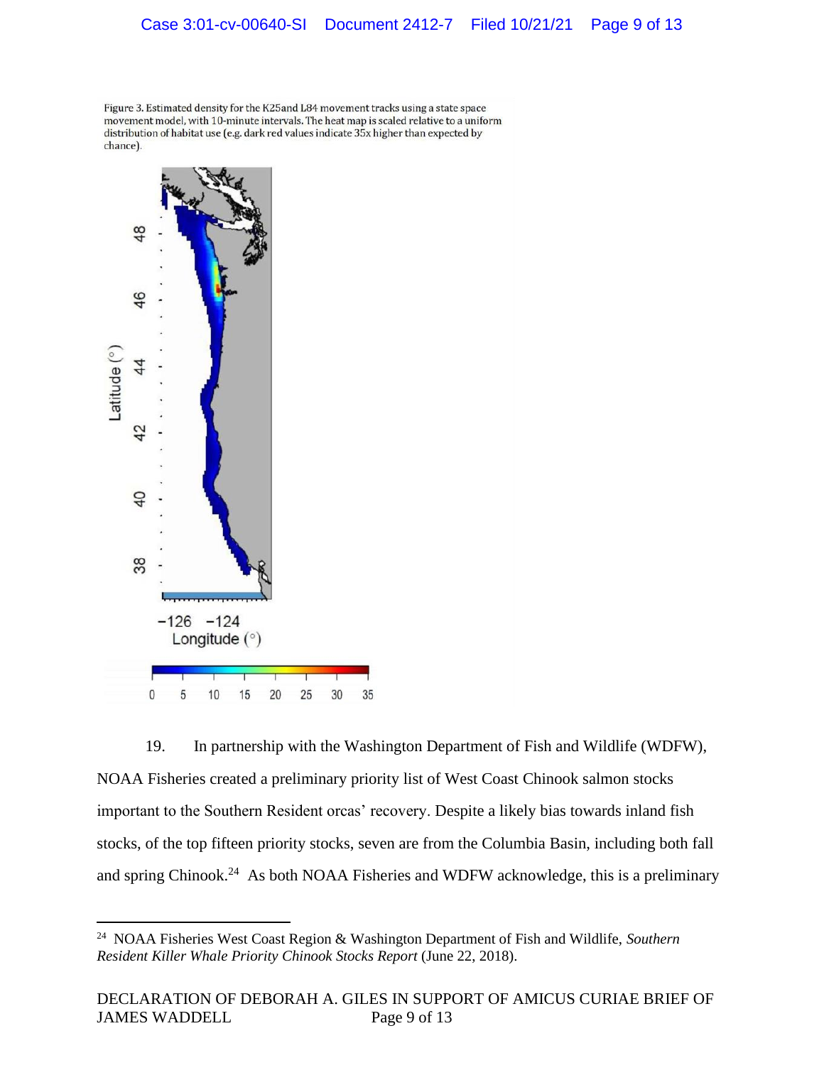Figure 3. Estimated density for the K25and L84 movement tracks using a state space movement model, with 10-minute intervals. The heat map is scaled relative to a uniform distribution of habitat use (e.g. dark red values indicate 35x higher than expected by chance).

19. In partnership with the Washington Department of Fish and Wildlife (WDFW), NOAA Fisheries created a preliminary priority list of West Coast Chinook salmon stocks important to the Southern Resident orcas' recovery. Despite a likely bias towards inland fish stocks, of the top fifteen priority stocks, seven are from the Columbia Basin, including both fall and spring Chinook.[24] As both NOAA Fisheries and WDFW acknowledge, this is a preliminary

[24] NOAA Fisheries West Coast Region & Washington Department of Fish and Wildlife, *Southern Resident Killer Whale Priority Chinook Stocks Report* (June 22, 2018).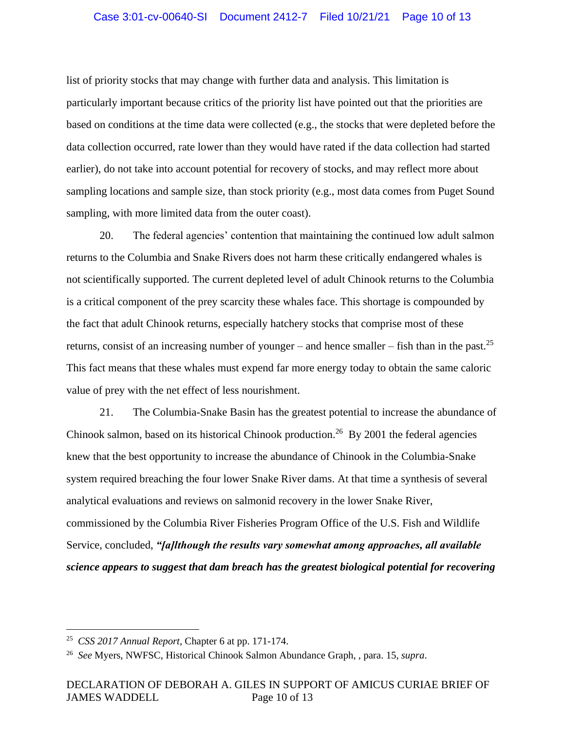list of priority stocks that may change with further data and analysis. This limitation is particularly important because critics of the priority list have pointed out that the priorities are based on conditions at the time data were collected (e.g., the stocks that were depleted before the data collection occurred, rate lower than they would have rated if the data collection had started earlier), do not take into account potential for recovery of stocks, and may reflect more about sampling locations and sample size, than stock priority (e.g., most data comes from Puget Sound sampling, with more limited data from the outer coast).

20. The federal agencies' contention that maintaining the continued low adult salmon returns to the Columbia and Snake Rivers does not harm these critically endangered whales is not scientifically supported. The current depleted level of adult Chinook returns to the Columbia is a critical component of the prey scarcity these whales face. This shortage is compounded by the fact that adult Chinook returns, especially hatchery stocks that comprise most of these returns, consist of an increasing number of younger – and hence smaller – fish than in the past.[25] This fact means that these whales must expend far more energy today to obtain the same caloric value of prey with the net effect of less nourishment.

21. The Columbia-Snake Basin has the greatest potential to increase the abundance of Chinook salmon, based on its historical Chinook production.[26] By 2001 the federal agencies knew that the best opportunity to increase the abundance of Chinook in the Columbia-Snake system required breaching the four lower Snake River dams. At that time a synthesis of several analytical evaluations and reviews on salmonid recovery in the lower Snake River, commissioned by the Columbia River Fisheries Program Office of the U.S. Fish and Wildlife Service, concluded, ***"[a]lthough the results vary somewhat among approaches, all available science appears to suggest that dam breach has the greatest biological potential for recovering***

---

[25] *CSS 2017 Annual Report*, Chapter 6 at pp. 171-174.

[26] *See* Myers, NWFSC, Historical Chinook Salmon Abundance Graph, , para. 15, *supra*.

DECLARATION OF DEBORAH A. GILES IN SUPPORT OF AMICUS CURIAE BRIEF OF JAMES WADDELL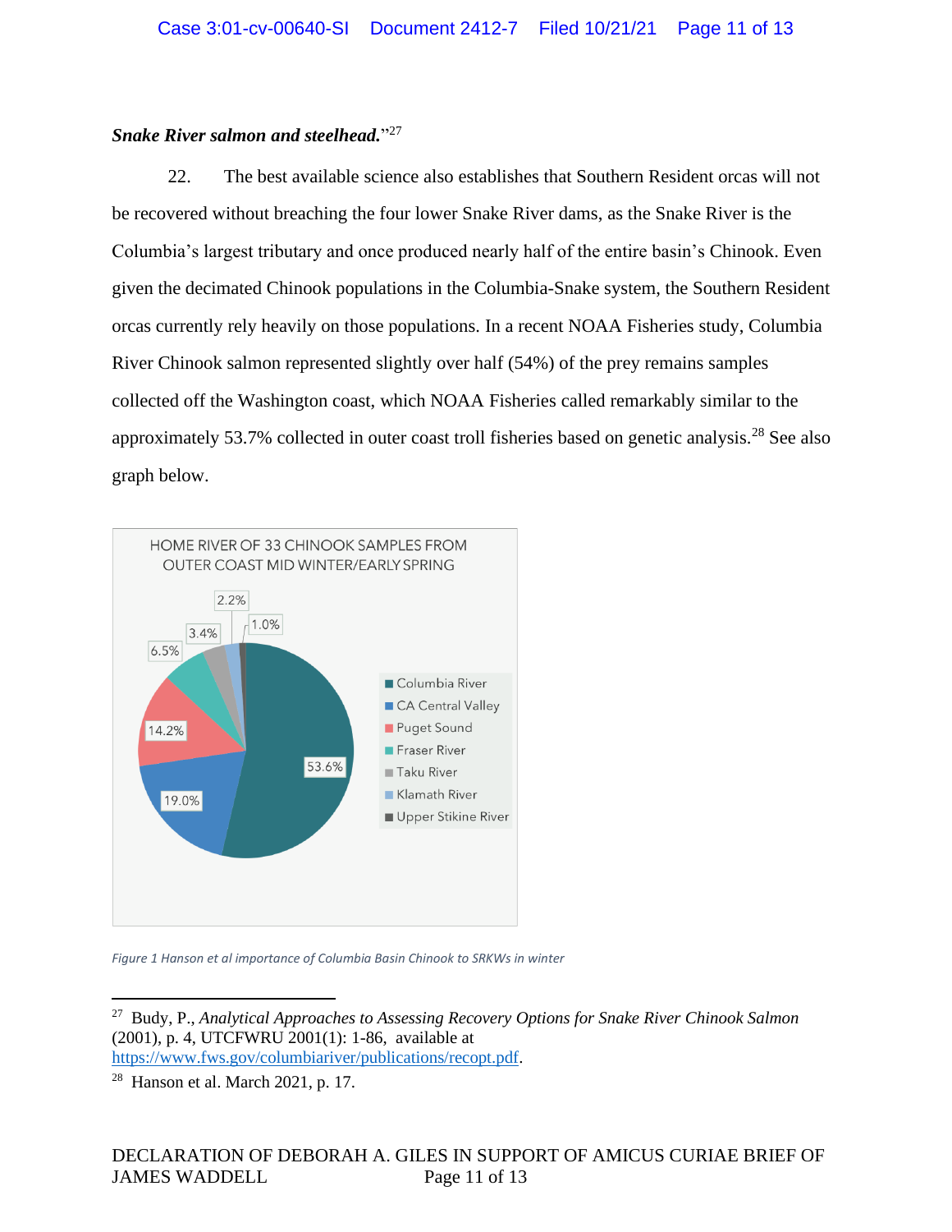***Snake River salmon and steelhead.***"[27]

22. The best available science also establishes that Southern Resident orcas will not be recovered without breaching the four lower Snake River dams, as the Snake River is the Columbia's largest tributary and once produced nearly half of the entire basin's Chinook. Even given the decimated Chinook populations in the Columbia-Snake system, the Southern Resident orcas currently rely heavily on those populations. In a recent NOAA Fisheries study, Columbia River Chinook salmon represented slightly over half (54%) of the prey remains samples collected off the Washington coast, which NOAA Fisheries called remarkably similar to the approximately 53.7% collected in outer coast troll fisheries based on genetic analysis.[28] See also graph below.

HOME RIVER OF 33 CHINOOK SAMPLES FROM OUTER COAST MID WINTER/EARLY SPRING

| Home River | Percent |
|---|---|
| Columbia River | 53.6% |
| CA Central Valley | 19.0% |
| Puget Sound | 14.2% |
| Fraser River | 6.5% |
| Taku River | 3.4% |
| Klamath River | 2.2% |
| Upper Stikine River | 1.0% |

*Figure 1 Hanson et al importance of Columbia Basin Chinook to SRKWs in winter*

---

[27] Budy, P., *Analytical Approaches to Assessing Recovery Options for Snake River Chinook Salmon* (2001), p. 4, UTCFWRU 2001(1): 1-86, available at https://www.fws.gov/columbiariver/publications/recopt.pdf.

[28] Hanson et al. March 2021, p. 17.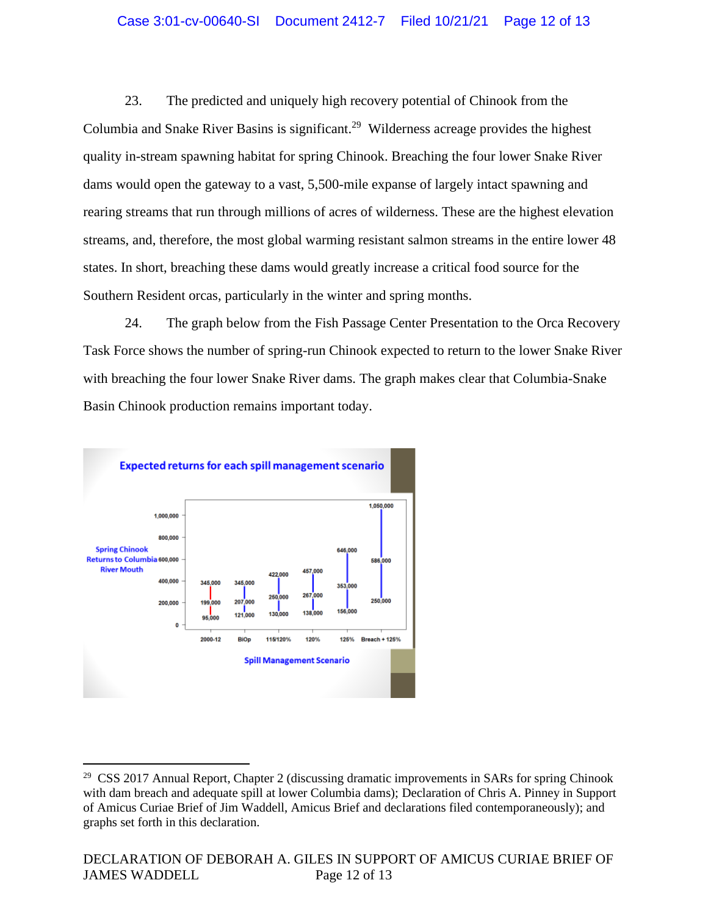23. The predicted and uniquely high recovery potential of Chinook from the Columbia and Snake River Basins is significant.[29] Wilderness acreage provides the highest quality in-stream spawning habitat for spring Chinook. Breaching the four lower Snake River dams would open the gateway to a vast, 5,500-mile expanse of largely intact spawning and rearing streams that run through millions of acres of wilderness. These are the highest elevation streams, and, therefore, the most global warming resistant salmon streams in the entire lower 48 states. In short, breaching these dams would greatly increase a critical food source for the Southern Resident orcas, particularly in the winter and spring months.

24. The graph below from the Fish Passage Center Presentation to the Orca Recovery Task Force shows the number of spring-run Chinook expected to return to the lower Snake River with breaching the four lower Snake River dams. The graph makes clear that Columbia-Snake Basin Chinook production remains important today.

**Expected returns for each spill management scenario**

Spring Chinook Returns to Columbia River Mouth, by Spill Management Scenario:

| Spill Management Scenario | Low | Middle | High |
|---|---|---|---|
| 2000-12 | 95,000 | 199,000 | 345,000 |
| BiOp | 121,000 | 207,000 | 345,000 |
| 115/120% | 130,000 | 250,000 | 422,000 |
| 120% | 138,000 | 267,000 | 457,000 |
| 125% | 156,000 | 353,000 | 646,000 |
| Breach + 125% | 250,000 | 586,000 | 1,050,000 |

---

[29] CSS 2017 Annual Report, Chapter 2 (discussing dramatic improvements in SARs for spring Chinook with dam breach and adequate spill at lower Columbia dams); Declaration of Chris A. Pinney in Support of Amicus Curiae Brief of Jim Waddell, Amicus Brief and declarations filed contemporaneously); and graphs set forth in this declaration.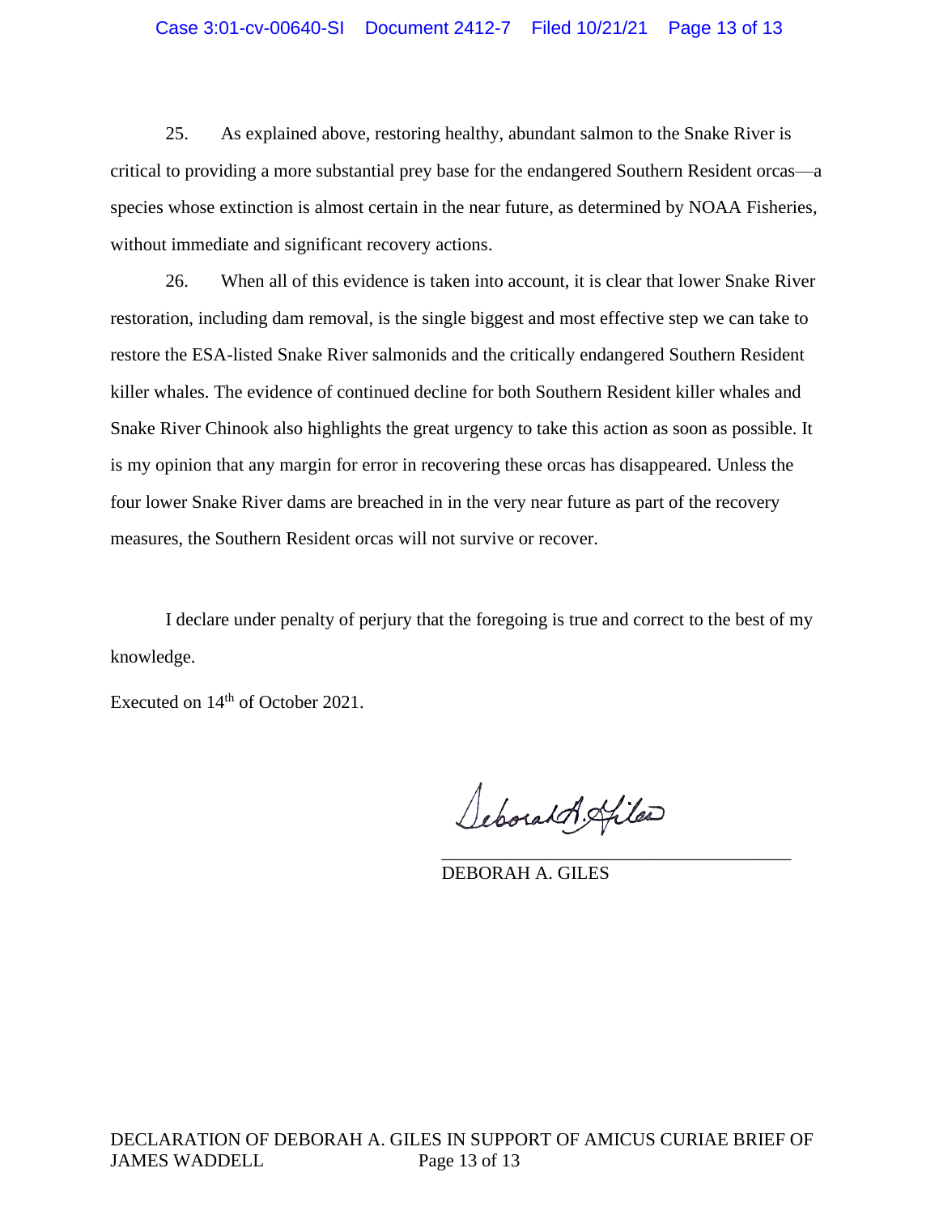25. As explained above, restoring healthy, abundant salmon to the Snake River is critical to providing a more substantial prey base for the endangered Southern Resident orcas—a species whose extinction is almost certain in the near future, as determined by NOAA Fisheries, without immediate and significant recovery actions.

26. When all of this evidence is taken into account, it is clear that lower Snake River restoration, including dam removal, is the single biggest and most effective step we can take to restore the ESA-listed Snake River salmonids and the critically endangered Southern Resident killer whales. The evidence of continued decline for both Southern Resident killer whales and Snake River Chinook also highlights the great urgency to take this action as soon as possible. It is my opinion that any margin for error in recovering these orcas has disappeared. Unless the four lower Snake River dams are breached in in the very near future as part of the recovery measures, the Southern Resident orcas will not survive or recover.

I declare under penalty of perjury that the foregoing is true and correct to the best of my knowledge.

Executed on 14th of October 2021.

Deborah A. Giles

\_\_\_\_\_\_\_\_\_\_\_\_\_\_\_\_\_\_\_\_\_\_\_\_\_\_\_\_\_\_\_\_\_\_\_\_\_\_

DEBORAH A. GILES

DECLARATION OF DEBORAH A. GILES IN SUPPORT OF AMICUS CURIAE BRIEF OF JAMES WADDELL